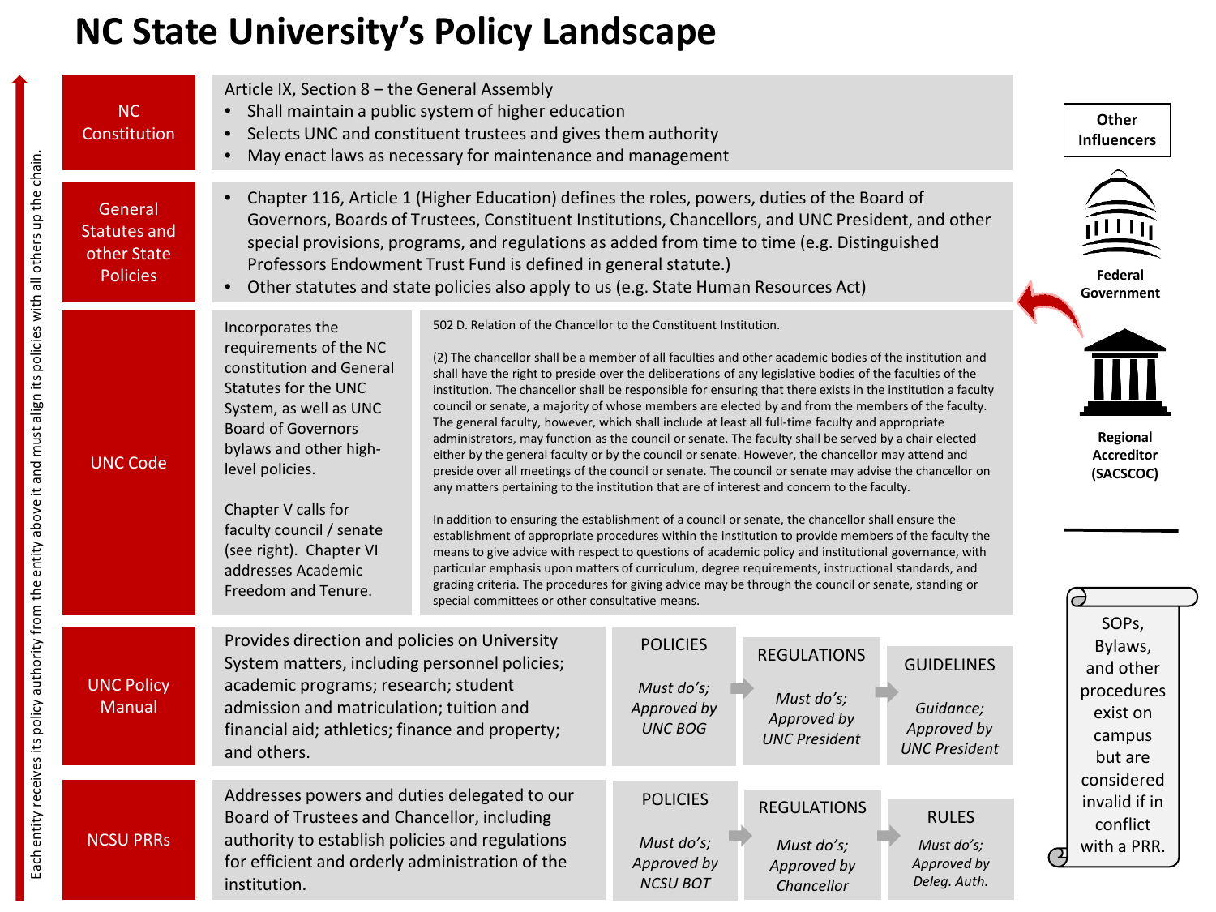# NC State University's Policy Landscape

*Each entity receives its policy authority from the entity above it and must align its policies with all others up the chain.*

## NC Constitution

Article IX, Section 8 – the General Assembly

- Shall maintain a public system of higher education
- Selects UNC and constituent trustees and gives them authority
- May enact laws as necessary for maintenance and management

## General Statutes and other State Policies

- Chapter 116, Article 1 (Higher Education) defines the roles, powers, duties of the Board of Governors, Boards of Trustees, Constituent Institutions, Chancellors, and UNC President, and other special provisions, programs, and regulations as added from time to time (e.g. Distinguished Professors Endowment Trust Fund is defined in general statute.)
- Other statutes and state policies also apply to us (e.g. State Human Resources Act)

## UNC Code

Incorporates the requirements of the NC constitution and General Statutes for the UNC System, as well as UNC Board of Governors bylaws and other high-level policies.

Chapter V calls for faculty council / senate (see right). Chapter VI addresses Academic Freedom and Tenure.

502 D. Relation of the Chancellor to the Constituent Institution.

(2) The chancellor shall be a member of all faculties and other academic bodies of the institution and shall have the right to preside over the deliberations of any legislative bodies of the faculties of the institution. The chancellor shall be responsible for ensuring that there exists in the institution a faculty council or senate, a majority of whose members are elected by and from the members of the faculty. The general faculty, however, which shall include at least all full-time faculty and appropriate administrators, may function as the council or senate. The faculty shall be served by a chair elected either by the general faculty or by the council or senate. However, the chancellor may attend and preside over all meetings of the council or senate. The council or senate may advise the chancellor on any matters pertaining to the institution that are of interest and concern to the faculty.

In addition to ensuring the establishment of a council or senate, the chancellor shall ensure the establishment of appropriate procedures within the institution to provide members of the faculty the means to give advice with respect to questions of academic policy and institutional governance, with particular emphasis upon matters of curriculum, degree requirements, instructional standards, and grading criteria. The procedures for giving advice may be through the council or senate, standing or special committees or other consultative means.

## UNC Policy Manual

Provides direction and policies on University System matters, including personnel policies; academic programs; research; student admission and matriculation; tuition and financial aid; athletics; finance and property; and others.

| POLICIES | REGULATIONS | GUIDELINES |
|---|---|---|
| *Must do's; Approved by UNC BOG* | *Must do's; Approved by UNC President* | *Guidance; Approved by UNC President* |

## NCSU PRRs

Addresses powers and duties delegated to our Board of Trustees and Chancellor, including authority to establish policies and regulations for efficient and orderly administration of the institution.

| POLICIES | REGULATIONS | RULES |
|---|---|---|
| *Must do's; Approved by NCSU BOT* | *Must do's; Approved by Chancellor* | *Must do's; Approved by Deleg. Auth.* |

## Other Influencers

- Federal Government
- Regional Accreditor (SACSCOC)

SOPs, Bylaws, and other procedures exist on campus but are considered invalid if in conflict with a PRR.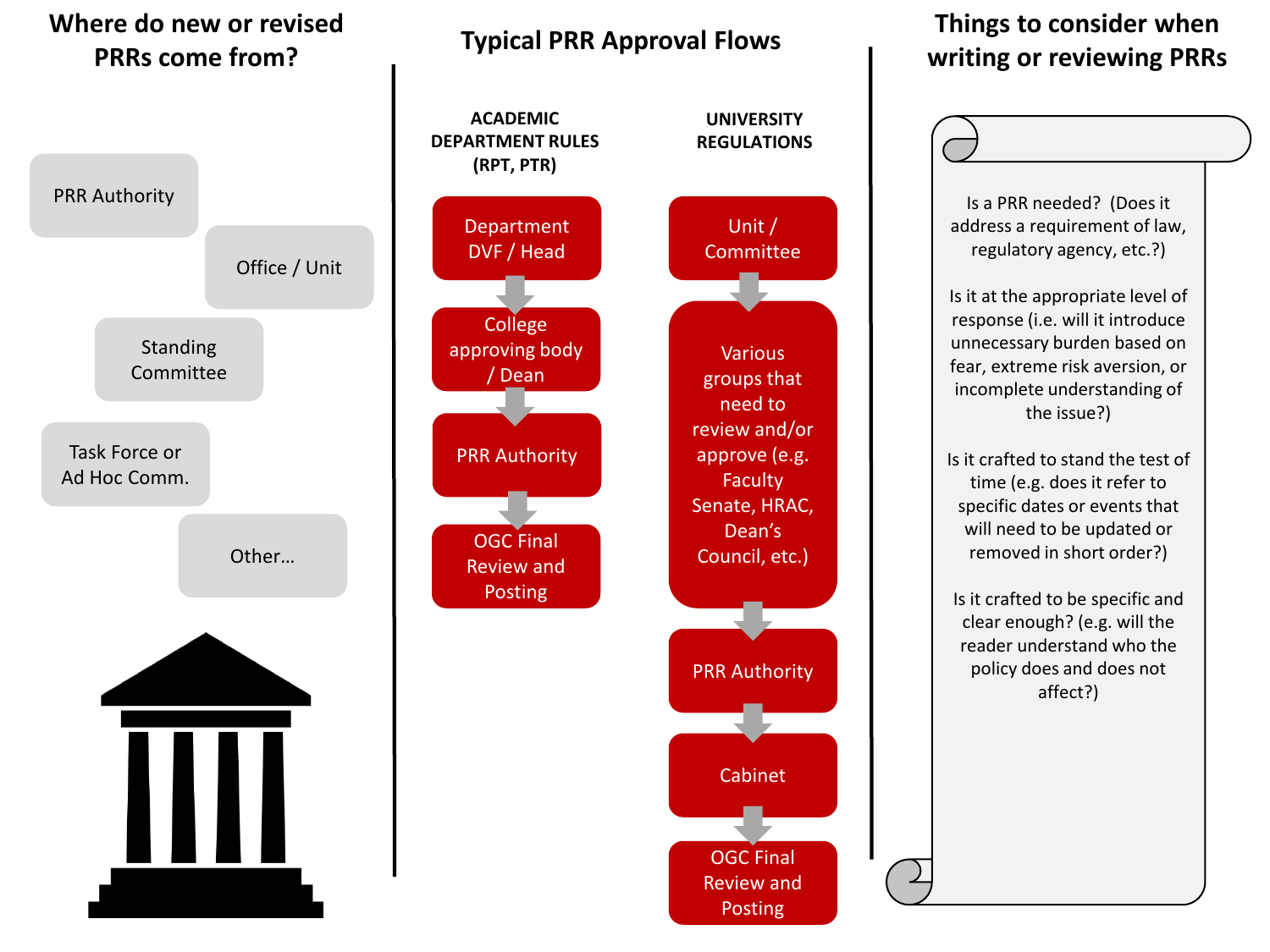## Where do new or revised PRRs come from?

- PRR Authority
- Office / Unit
- Standing Committee
- Task Force or Ad Hoc Comm.
- Other…

## Typical PRR Approval Flows

**ACADEMIC DEPARTMENT RULES (RPT, PTR)**

Department DVF / Head → College approving body / Dean → PRR Authority → OGC Final Review and Posting

**UNIVERSITY REGULATIONS**

Unit / Committee → Various groups that need to review and/or approve (e.g. Faculty Senate, HRAC, Dean's Council, etc.) → PRR Authority → Cabinet → OGC Final Review and Posting

## Things to consider when writing or reviewing PRRs

Is a PRR needed? (Does it address a requirement of law, regulatory agency, etc.?)

Is it at the appropriate level of response (i.e. will it introduce unnecessary burden based on fear, extreme risk aversion, or incomplete understanding of the issue?)

Is it crafted to stand the test of time (e.g. does it refer to specific dates or events that will need to be updated or removed in short order?)

Is it crafted to be specific and clear enough? (e.g. will the reader understand who the policy does and does not affect?)